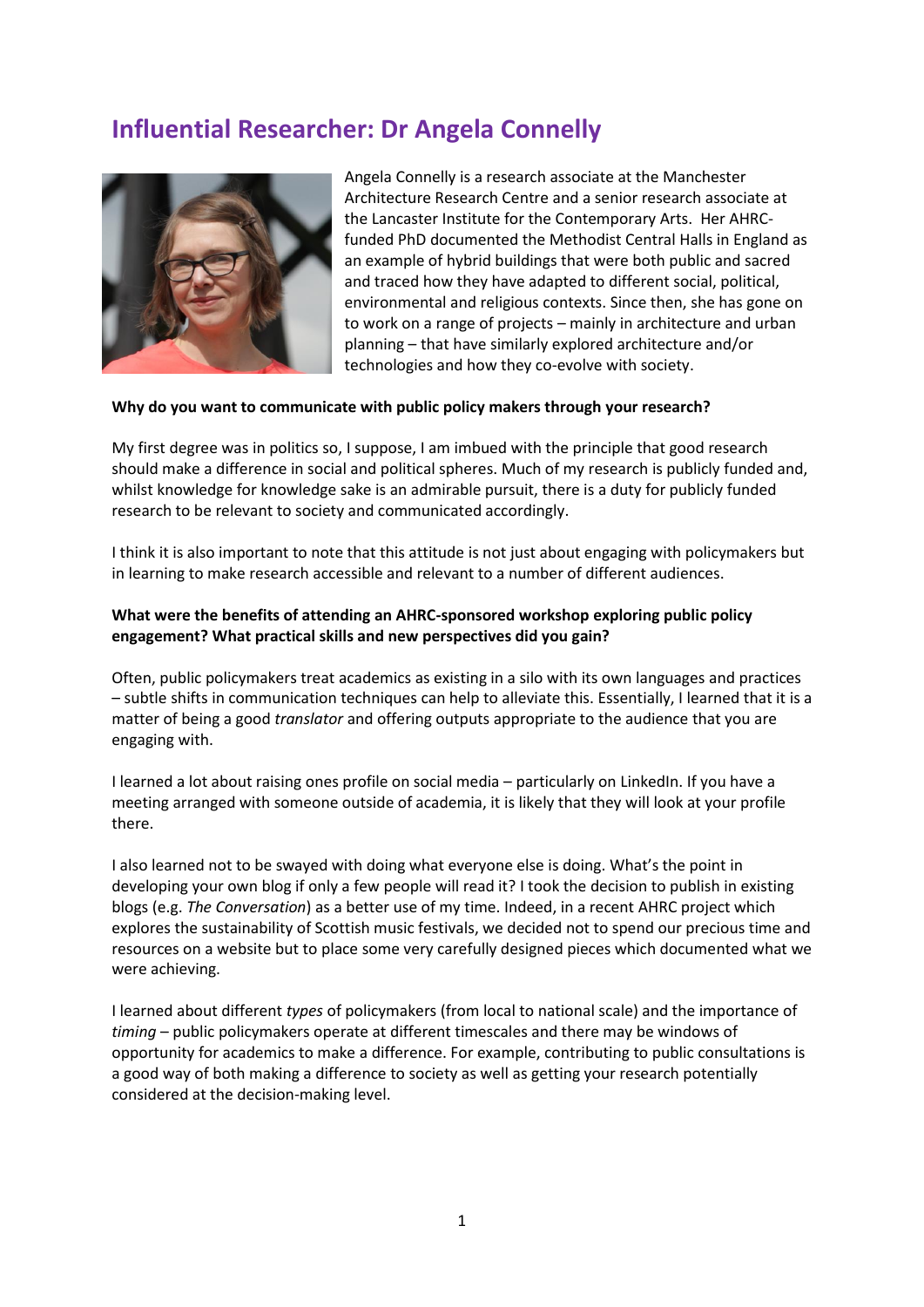# Influential Researcher: Dr Angela Connelly

Angela Connelly is a research associate at the Manchester Architecture Research Centre and a senior research associate at the Lancaster Institute for the Contemporary Arts. Her AHRC-funded PhD documented the Methodist Central Halls in England as an example of hybrid buildings that were both public and sacred and traced how they have adapted to different social, political, environmental and religious contexts. Since then, she has gone on to work on a range of projects – mainly in architecture and urban planning – that have similarly explored architecture and/or technologies and how they co-evolve with society.

**Why do you want to communicate with public policy makers through your research?**

My first degree was in politics so, I suppose, I am imbued with the principle that good research should make a difference in social and political spheres. Much of my research is publicly funded and, whilst knowledge for knowledge sake is an admirable pursuit, there is a duty for publicly funded research to be relevant to society and communicated accordingly.

I think it is also important to note that this attitude is not just about engaging with policymakers but in learning to make research accessible and relevant to a number of different audiences.

**What were the benefits of attending an AHRC-sponsored workshop exploring public policy engagement? What practical skills and new perspectives did you gain?**

Often, public policymakers treat academics as existing in a silo with its own languages and practices – subtle shifts in communication techniques can help to alleviate this. Essentially, I learned that it is a matter of being a good *translator* and offering outputs appropriate to the audience that you are engaging with.

I learned a lot about raising ones profile on social media – particularly on LinkedIn. If you have a meeting arranged with someone outside of academia, it is likely that they will look at your profile there.

I also learned not to be swayed with doing what everyone else is doing. What's the point in developing your own blog if only a few people will read it? I took the decision to publish in existing blogs (e.g. *The Conversation*) as a better use of my time. Indeed, in a recent AHRC project which explores the sustainability of Scottish music festivals, we decided not to spend our precious time and resources on a website but to place some very carefully designed pieces which documented what we were achieving.

I learned about different *types* of policymakers (from local to national scale) and the importance of *timing* – public policymakers operate at different timescales and there may be windows of opportunity for academics to make a difference. For example, contributing to public consultations is a good way of both making a difference to society as well as getting your research potentially considered at the decision-making level.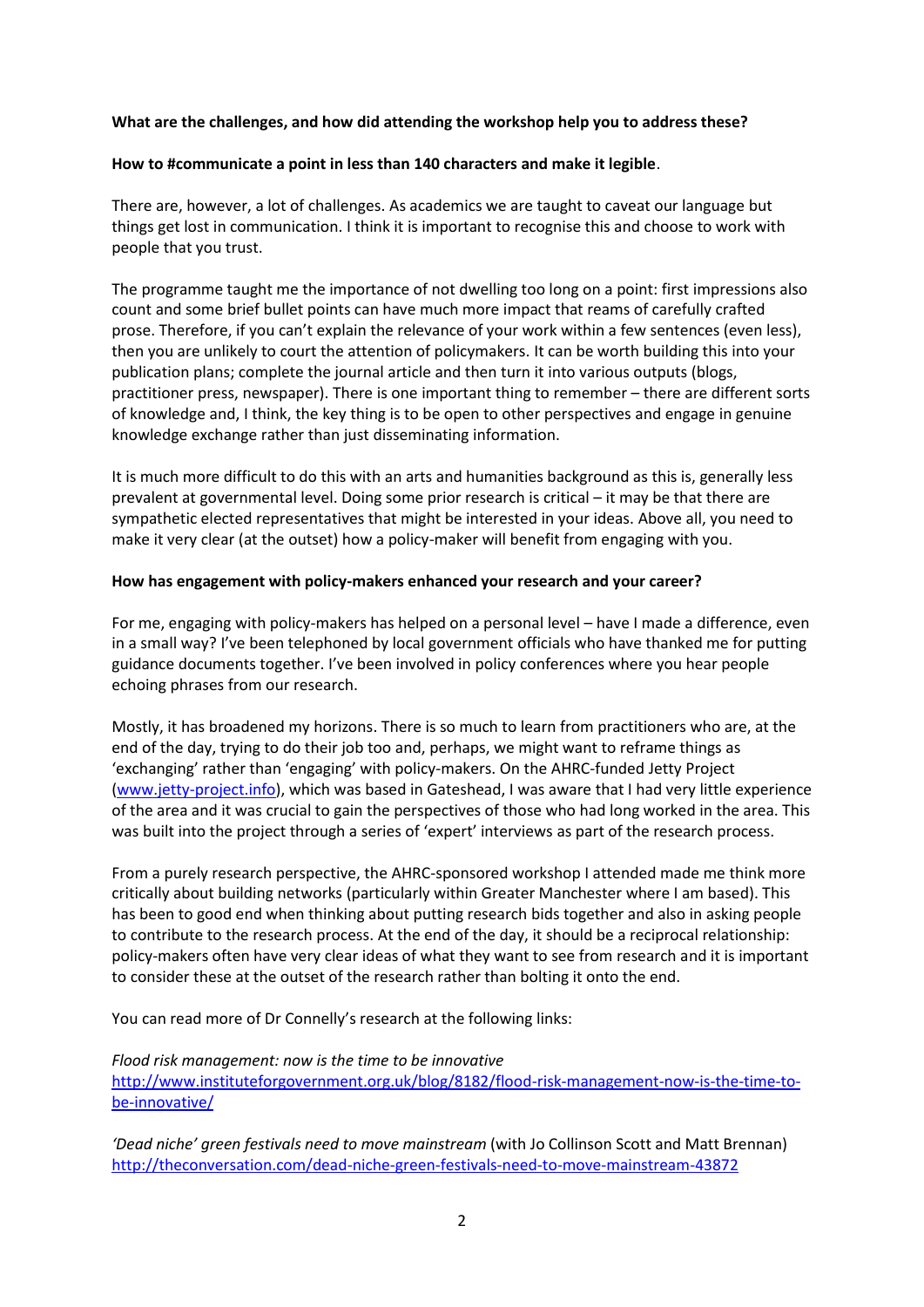**What are the challenges, and how did attending the workshop help you to address these?**

**How to #communicate a point in less than 140 characters and make it legible**.

There are, however, a lot of challenges. As academics we are taught to caveat our language but things get lost in communication. I think it is important to recognise this and choose to work with people that you trust.

The programme taught me the importance of not dwelling too long on a point: first impressions also count and some brief bullet points can have much more impact that reams of carefully crafted prose. Therefore, if you can't explain the relevance of your work within a few sentences (even less), then you are unlikely to court the attention of policymakers. It can be worth building this into your publication plans; complete the journal article and then turn it into various outputs (blogs, practitioner press, newspaper). There is one important thing to remember – there are different sorts of knowledge and, I think, the key thing is to be open to other perspectives and engage in genuine knowledge exchange rather than just disseminating information.

It is much more difficult to do this with an arts and humanities background as this is, generally less prevalent at governmental level. Doing some prior research is critical – it may be that there are sympathetic elected representatives that might be interested in your ideas. Above all, you need to make it very clear (at the outset) how a policy-maker will benefit from engaging with you.

**How has engagement with policy-makers enhanced your research and your career?**

For me, engaging with policy-makers has helped on a personal level – have I made a difference, even in a small way? I've been telephoned by local government officials who have thanked me for putting guidance documents together. I've been involved in policy conferences where you hear people echoing phrases from our research.

Mostly, it has broadened my horizons. There is so much to learn from practitioners who are, at the end of the day, trying to do their job too and, perhaps, we might want to reframe things as 'exchanging' rather than 'engaging' with policy-makers. On the AHRC-funded Jetty Project (www.jetty-project.info), which was based in Gateshead, I was aware that I had very little experience of the area and it was crucial to gain the perspectives of those who had long worked in the area. This was built into the project through a series of 'expert' interviews as part of the research process.

From a purely research perspective, the AHRC-sponsored workshop I attended made me think more critically about building networks (particularly within Greater Manchester where I am based). This has been to good end when thinking about putting research bids together and also in asking people to contribute to the research process. At the end of the day, it should be a reciprocal relationship: policy-makers often have very clear ideas of what they want to see from research and it is important to consider these at the outset of the research rather than bolting it onto the end.

You can read more of Dr Connelly's research at the following links:

*Flood risk management: now is the time to be innovative*
http://www.instituteforgovernment.org.uk/blog/8182/flood-risk-management-now-is-the-time-to-be-innovative/

*'Dead niche' green festivals need to move mainstream* (with Jo Collinson Scott and Matt Brennan)
http://theconversation.com/dead-niche-green-festivals-need-to-move-mainstream-43872